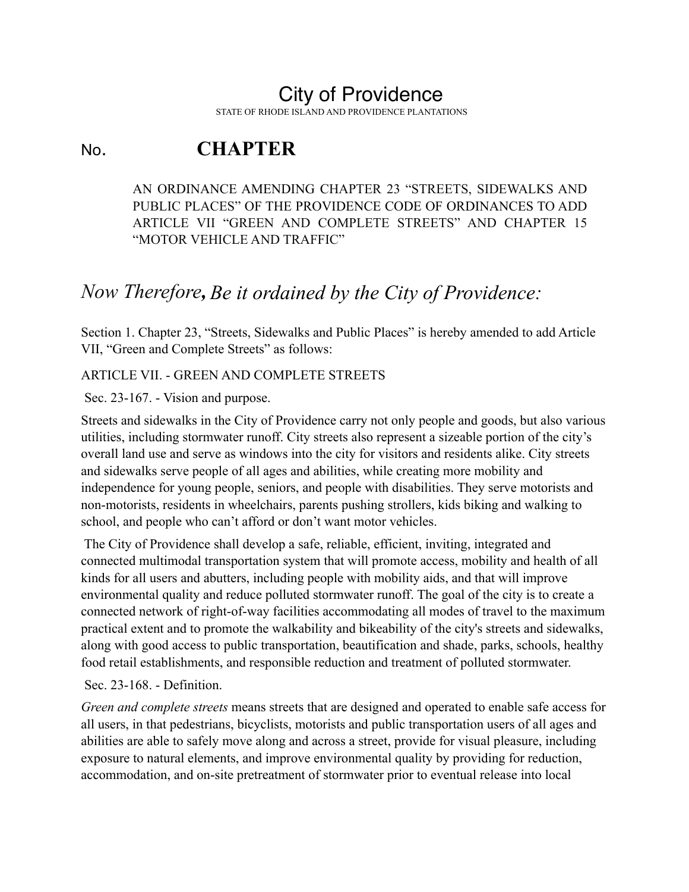# City of Providence

STATE OF RHODE ISLAND AND PROVIDENCE PLANTATIONS

No. **CHAPTER**

AN ORDINANCE AMENDING CHAPTER 23 "STREETS, SIDEWALKS AND PUBLIC PLACES" OF THE PROVIDENCE CODE OF ORDINANCES TO ADD ARTICLE VII "GREEN AND COMPLETE STREETS" AND CHAPTER 15 "MOTOR VEHICLE AND TRAFFIC"

*Now Therefore, Be it ordained by the City of Providence:*

Section 1. Chapter 23, "Streets, Sidewalks and Public Places" is hereby amended to add Article VII, "Green and Complete Streets" as follows:

ARTICLE VII. - GREEN AND COMPLETE STREETS

Sec. 23-167. - Vision and purpose.

Streets and sidewalks in the City of Providence carry not only people and goods, but also various utilities, including stormwater runoff. City streets also represent a sizeable portion of the city's overall land use and serve as windows into the city for visitors and residents alike. City streets and sidewalks serve people of all ages and abilities, while creating more mobility and independence for young people, seniors, and people with disabilities. They serve motorists and non-motorists, residents in wheelchairs, parents pushing strollers, kids biking and walking to school, and people who can't afford or don't want motor vehicles.

The City of Providence shall develop a safe, reliable, efficient, inviting, integrated and connected multimodal transportation system that will promote access, mobility and health of all kinds for all users and abutters, including people with mobility aids, and that will improve environmental quality and reduce polluted stormwater runoff. The goal of the city is to create a connected network of right-of-way facilities accommodating all modes of travel to the maximum practical extent and to promote the walkability and bikeability of the city's streets and sidewalks, along with good access to public transportation, beautification and shade, parks, schools, healthy food retail establishments, and responsible reduction and treatment of polluted stormwater.

Sec. 23-168. - Definition.

*Green and complete streets* means streets that are designed and operated to enable safe access for all users, in that pedestrians, bicyclists, motorists and public transportation users of all ages and abilities are able to safely move along and across a street, provide for visual pleasure, including exposure to natural elements, and improve environmental quality by providing for reduction, accommodation, and on-site pretreatment of stormwater prior to eventual release into local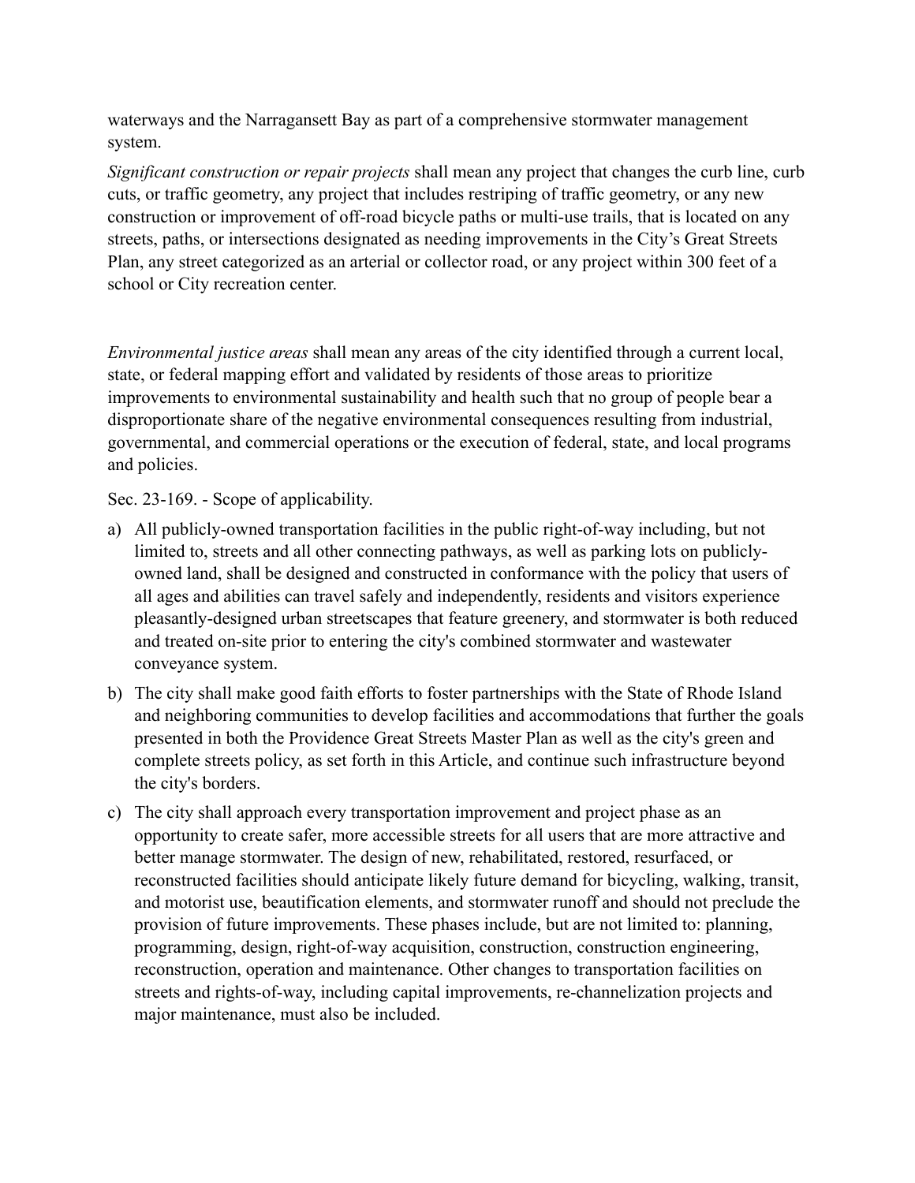waterways and the Narragansett Bay as part of a comprehensive stormwater management system.

*Significant construction or repair projects* shall mean any project that changes the curb line, curb cuts, or traffic geometry, any project that includes restriping of traffic geometry, or any new construction or improvement of off-road bicycle paths or multi-use trails, that is located on any streets, paths, or intersections designated as needing improvements in the City's Great Streets Plan, any street categorized as an arterial or collector road, or any project within 300 feet of a school or City recreation center.

*Environmental justice areas* shall mean any areas of the city identified through a current local, state, or federal mapping effort and validated by residents of those areas to prioritize improvements to environmental sustainability and health such that no group of people bear a disproportionate share of the negative environmental consequences resulting from industrial, governmental, and commercial operations or the execution of federal, state, and local programs and policies.

Sec. 23-169. - Scope of applicability.

a) All publicly-owned transportation facilities in the public right-of-way including, but not limited to, streets and all other connecting pathways, as well as parking lots on publicly-owned land, shall be designed and constructed in conformance with the policy that users of all ages and abilities can travel safely and independently, residents and visitors experience pleasantly-designed urban streetscapes that feature greenery, and stormwater is both reduced and treated on-site prior to entering the city's combined stormwater and wastewater conveyance system.

b) The city shall make good faith efforts to foster partnerships with the State of Rhode Island and neighboring communities to develop facilities and accommodations that further the goals presented in both the Providence Great Streets Master Plan as well as the city's green and complete streets policy, as set forth in this Article, and continue such infrastructure beyond the city's borders.

c) The city shall approach every transportation improvement and project phase as an opportunity to create safer, more accessible streets for all users that are more attractive and better manage stormwater. The design of new, rehabilitated, restored, resurfaced, or reconstructed facilities should anticipate likely future demand for bicycling, walking, transit, and motorist use, beautification elements, and stormwater runoff and should not preclude the provision of future improvements. These phases include, but are not limited to: planning, programming, design, right-of-way acquisition, construction, construction engineering, reconstruction, operation and maintenance. Other changes to transportation facilities on streets and rights-of-way, including capital improvements, re-channelization projects and major maintenance, must also be included.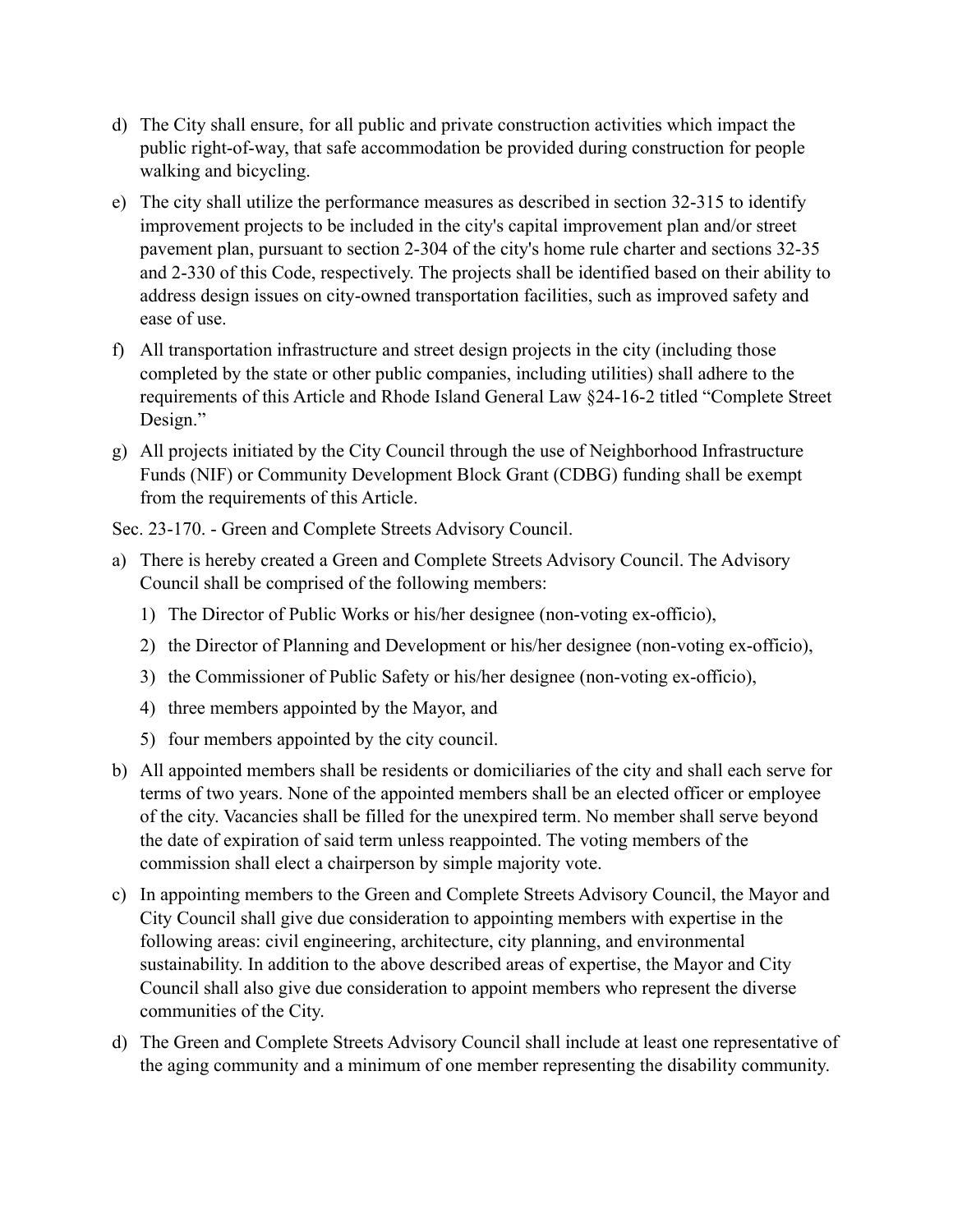d) The City shall ensure, for all public and private construction activities which impact the public right-of-way, that safe accommodation be provided during construction for people walking and bicycling.

e) The city shall utilize the performance measures as described in section 32-315 to identify improvement projects to be included in the city's capital improvement plan and/or street pavement plan, pursuant to section 2-304 of the city's home rule charter and sections 32-35 and 2-330 of this Code, respectively. The projects shall be identified based on their ability to address design issues on city-owned transportation facilities, such as improved safety and ease of use.

f) All transportation infrastructure and street design projects in the city (including those completed by the state or other public companies, including utilities) shall adhere to the requirements of this Article and Rhode Island General Law §24-16-2 titled "Complete Street Design."

g) All projects initiated by the City Council through the use of Neighborhood Infrastructure Funds (NIF) or Community Development Block Grant (CDBG) funding shall be exempt from the requirements of this Article.

Sec. 23-170. - Green and Complete Streets Advisory Council.

a) There is hereby created a Green and Complete Streets Advisory Council. The Advisory Council shall be comprised of the following members:

   1) The Director of Public Works or his/her designee (non-voting ex-officio),
   2) the Director of Planning and Development or his/her designee (non-voting ex-officio),
   3) the Commissioner of Public Safety or his/her designee (non-voting ex-officio),
   4) three members appointed by the Mayor, and
   5) four members appointed by the city council.

b) All appointed members shall be residents or domiciliaries of the city and shall each serve for terms of two years. None of the appointed members shall be an elected officer or employee of the city. Vacancies shall be filled for the unexpired term. No member shall serve beyond the date of expiration of said term unless reappointed. The voting members of the commission shall elect a chairperson by simple majority vote.

c) In appointing members to the Green and Complete Streets Advisory Council, the Mayor and City Council shall give due consideration to appointing members with expertise in the following areas: civil engineering, architecture, city planning, and environmental sustainability. In addition to the above described areas of expertise, the Mayor and City Council shall also give due consideration to appoint members who represent the diverse communities of the City.

d) The Green and Complete Streets Advisory Council shall include at least one representative of the aging community and a minimum of one member representing the disability community.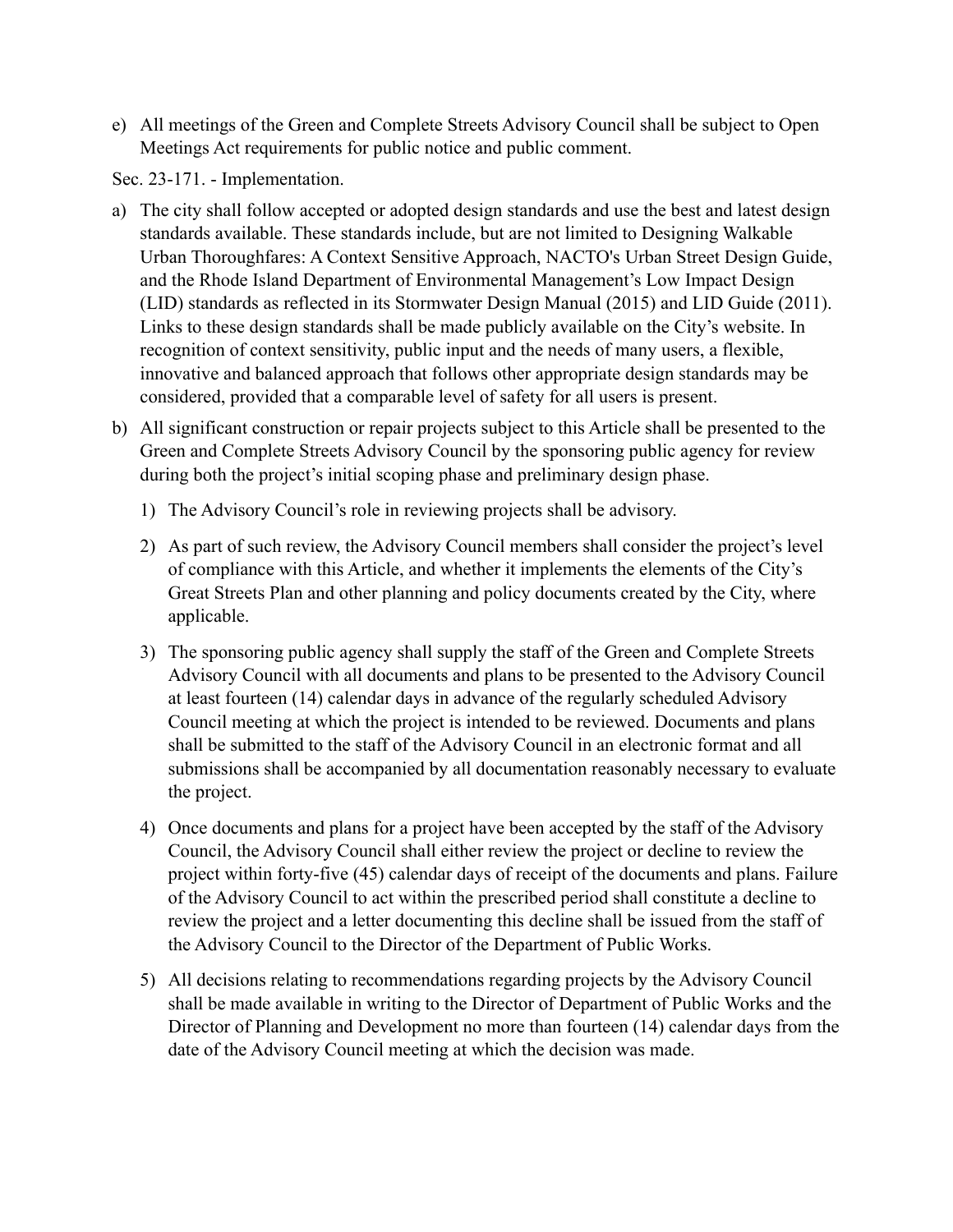e) All meetings of the Green and Complete Streets Advisory Council shall be subject to Open Meetings Act requirements for public notice and public comment.

Sec. 23-171. - Implementation.

a) The city shall follow accepted or adopted design standards and use the best and latest design standards available. These standards include, but are not limited to Designing Walkable Urban Thoroughfares: A Context Sensitive Approach, NACTO's Urban Street Design Guide, and the Rhode Island Department of Environmental Management's Low Impact Design (LID) standards as reflected in its Stormwater Design Manual (2015) and LID Guide (2011). Links to these design standards shall be made publicly available on the City's website. In recognition of context sensitivity, public input and the needs of many users, a flexible, innovative and balanced approach that follows other appropriate design standards may be considered, provided that a comparable level of safety for all users is present.

b) All significant construction or repair projects subject to this Article shall be presented to the Green and Complete Streets Advisory Council by the sponsoring public agency for review during both the project's initial scoping phase and preliminary design phase.

   1) The Advisory Council's role in reviewing projects shall be advisory.

   2) As part of such review, the Advisory Council members shall consider the project's level of compliance with this Article, and whether it implements the elements of the City's Great Streets Plan and other planning and policy documents created by the City, where applicable.

   3) The sponsoring public agency shall supply the staff of the Green and Complete Streets Advisory Council with all documents and plans to be presented to the Advisory Council at least fourteen (14) calendar days in advance of the regularly scheduled Advisory Council meeting at which the project is intended to be reviewed. Documents and plans shall be submitted to the staff of the Advisory Council in an electronic format and all submissions shall be accompanied by all documentation reasonably necessary to evaluate the project.

   4) Once documents and plans for a project have been accepted by the staff of the Advisory Council, the Advisory Council shall either review the project or decline to review the project within forty-five (45) calendar days of receipt of the documents and plans. Failure of the Advisory Council to act within the prescribed period shall constitute a decline to review the project and a letter documenting this decline shall be issued from the staff of the Advisory Council to the Director of the Department of Public Works.

   5) All decisions relating to recommendations regarding projects by the Advisory Council shall be made available in writing to the Director of Department of Public Works and the Director of Planning and Development no more than fourteen (14) calendar days from the date of the Advisory Council meeting at which the decision was made.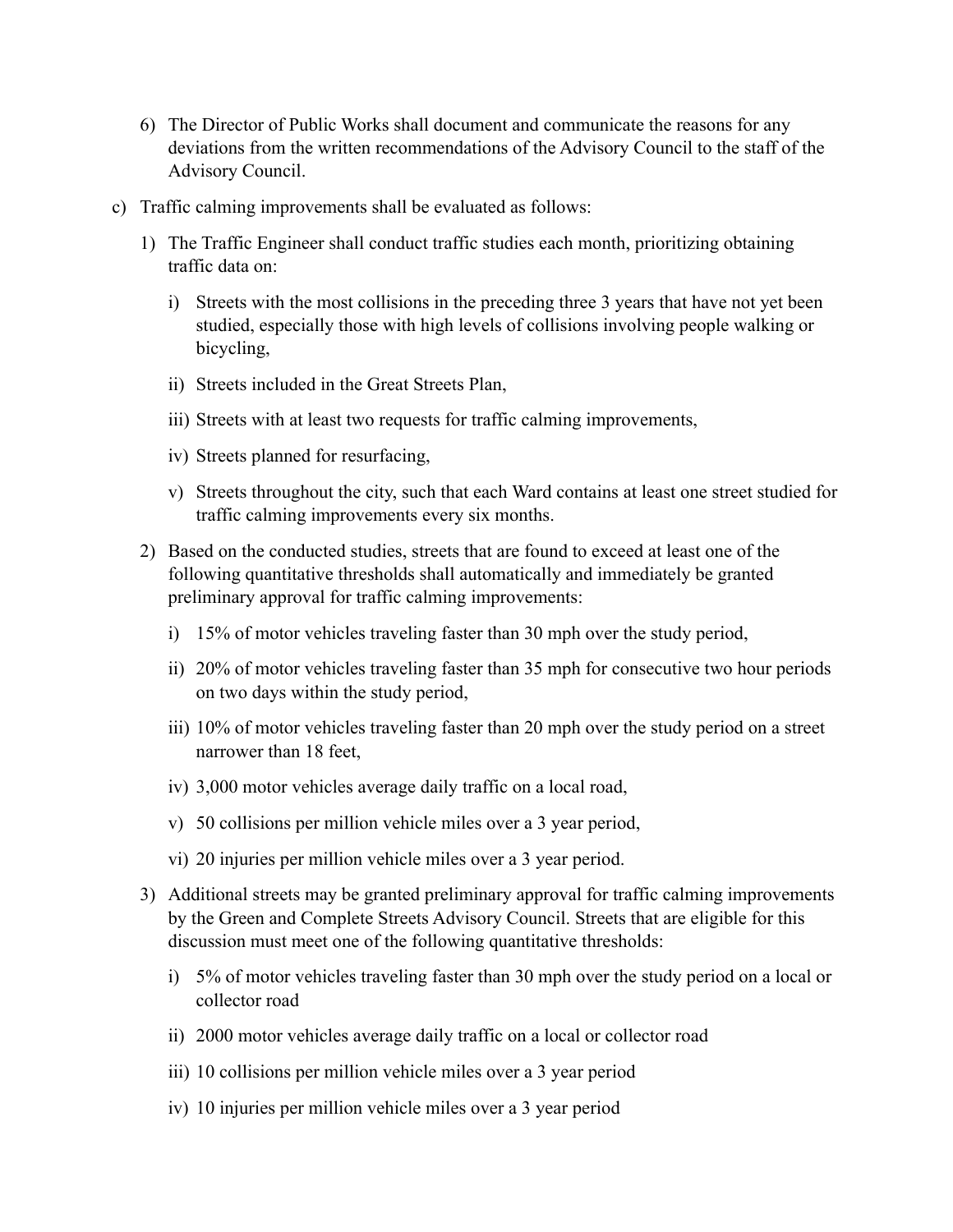6) The Director of Public Works shall document and communicate the reasons for any deviations from the written recommendations of the Advisory Council to the staff of the Advisory Council.

c) Traffic calming improvements shall be evaluated as follows:

   1) The Traffic Engineer shall conduct traffic studies each month, prioritizing obtaining traffic data on:

      i) Streets with the most collisions in the preceding three 3 years that have not yet been studied, especially those with high levels of collisions involving people walking or bicycling,

      ii) Streets included in the Great Streets Plan,

      iii) Streets with at least two requests for traffic calming improvements,

      iv) Streets planned for resurfacing,

      v) Streets throughout the city, such that each Ward contains at least one street studied for traffic calming improvements every six months.

   2) Based on the conducted studies, streets that are found to exceed at least one of the following quantitative thresholds shall automatically and immediately be granted preliminary approval for traffic calming improvements:

      i) 15% of motor vehicles traveling faster than 30 mph over the study period,

      ii) 20% of motor vehicles traveling faster than 35 mph for consecutive two hour periods on two days within the study period,

      iii) 10% of motor vehicles traveling faster than 20 mph over the study period on a street narrower than 18 feet,

      iv) 3,000 motor vehicles average daily traffic on a local road,

      v) 50 collisions per million vehicle miles over a 3 year period,

      vi) 20 injuries per million vehicle miles over a 3 year period.

   3) Additional streets may be granted preliminary approval for traffic calming improvements by the Green and Complete Streets Advisory Council. Streets that are eligible for this discussion must meet one of the following quantitative thresholds:

      i) 5% of motor vehicles traveling faster than 30 mph over the study period on a local or collector road

      ii) 2000 motor vehicles average daily traffic on a local or collector road

      iii) 10 collisions per million vehicle miles over a 3 year period

      iv) 10 injuries per million vehicle miles over a 3 year period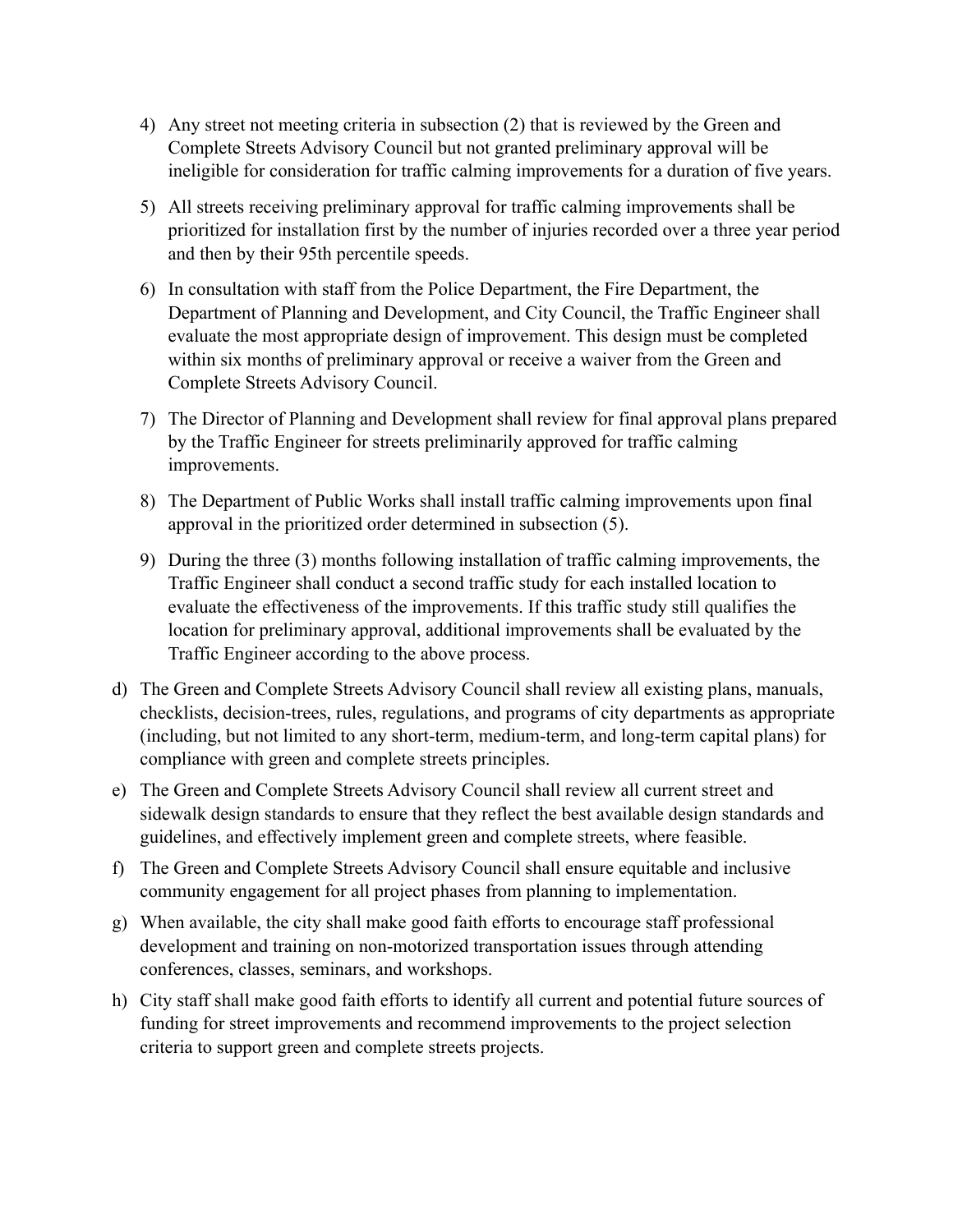4) Any street not meeting criteria in subsection (2) that is reviewed by the Green and Complete Streets Advisory Council but not granted preliminary approval will be ineligible for consideration for traffic calming improvements for a duration of five years.

5) All streets receiving preliminary approval for traffic calming improvements shall be prioritized for installation first by the number of injuries recorded over a three year period and then by their 95th percentile speeds.

6) In consultation with staff from the Police Department, the Fire Department, the Department of Planning and Development, and City Council, the Traffic Engineer shall evaluate the most appropriate design of improvement. This design must be completed within six months of preliminary approval or receive a waiver from the Green and Complete Streets Advisory Council.

7) The Director of Planning and Development shall review for final approval plans prepared by the Traffic Engineer for streets preliminarily approved for traffic calming improvements.

8) The Department of Public Works shall install traffic calming improvements upon final approval in the prioritized order determined in subsection (5).

9) During the three (3) months following installation of traffic calming improvements, the Traffic Engineer shall conduct a second traffic study for each installed location to evaluate the effectiveness of the improvements. If this traffic study still qualifies the location for preliminary approval, additional improvements shall be evaluated by the Traffic Engineer according to the above process.

d) The Green and Complete Streets Advisory Council shall review all existing plans, manuals, checklists, decision-trees, rules, regulations, and programs of city departments as appropriate (including, but not limited to any short-term, medium-term, and long-term capital plans) for compliance with green and complete streets principles.

e) The Green and Complete Streets Advisory Council shall review all current street and sidewalk design standards to ensure that they reflect the best available design standards and guidelines, and effectively implement green and complete streets, where feasible.

f) The Green and Complete Streets Advisory Council shall ensure equitable and inclusive community engagement for all project phases from planning to implementation.

g) When available, the city shall make good faith efforts to encourage staff professional development and training on non-motorized transportation issues through attending conferences, classes, seminars, and workshops.

h) City staff shall make good faith efforts to identify all current and potential future sources of funding for street improvements and recommend improvements to the project selection criteria to support green and complete streets projects.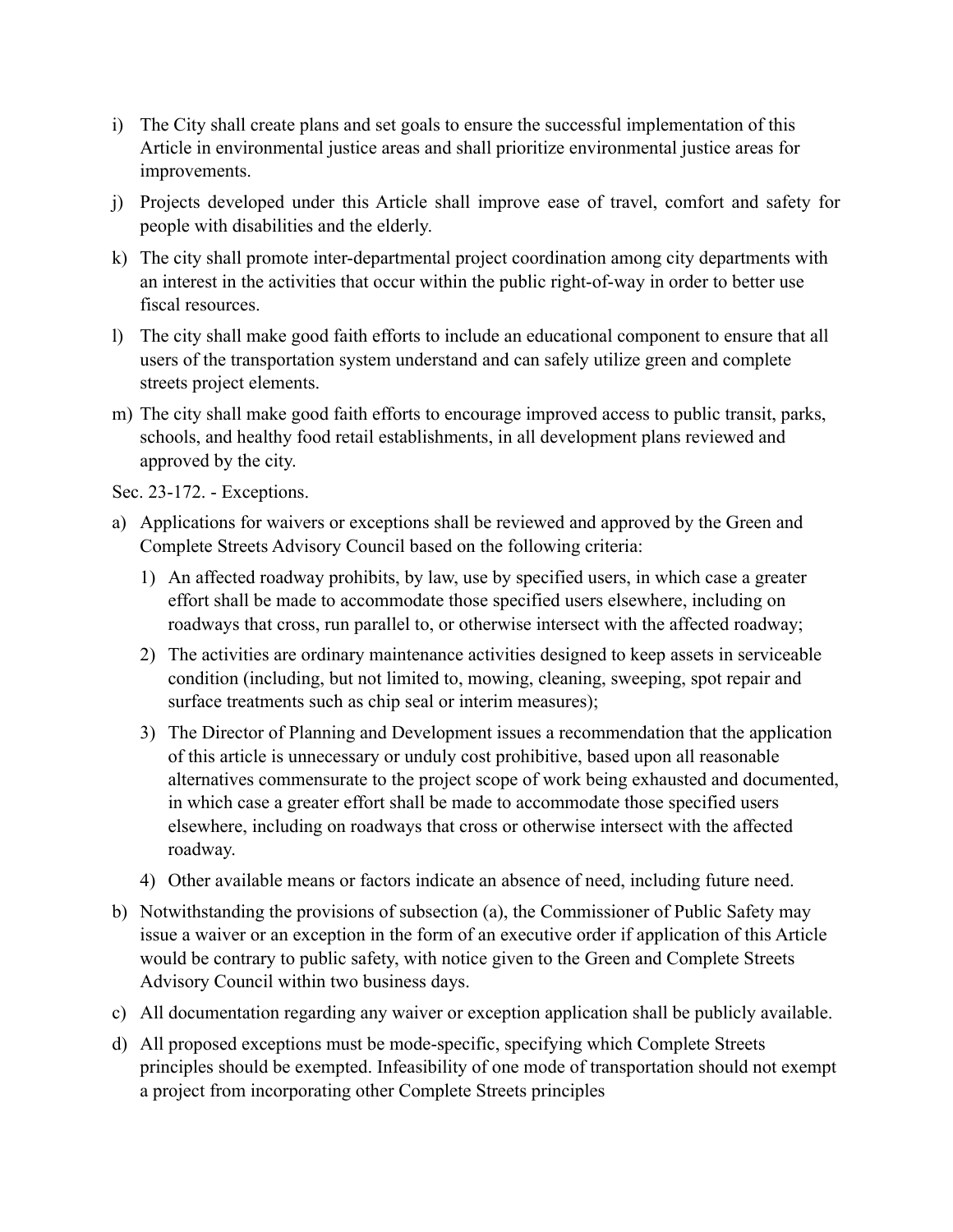i) The City shall create plans and set goals to ensure the successful implementation of this Article in environmental justice areas and shall prioritize environmental justice areas for improvements.

j) Projects developed under this Article shall improve ease of travel, comfort and safety for people with disabilities and the elderly.

k) The city shall promote inter-departmental project coordination among city departments with an interest in the activities that occur within the public right-of-way in order to better use fiscal resources.

l) The city shall make good faith efforts to include an educational component to ensure that all users of the transportation system understand and can safely utilize green and complete streets project elements.

m) The city shall make good faith efforts to encourage improved access to public transit, parks, schools, and healthy food retail establishments, in all development plans reviewed and approved by the city.

Sec. 23-172. - Exceptions.

a) Applications for waivers or exceptions shall be reviewed and approved by the Green and Complete Streets Advisory Council based on the following criteria:

   1) An affected roadway prohibits, by law, use by specified users, in which case a greater effort shall be made to accommodate those specified users elsewhere, including on roadways that cross, run parallel to, or otherwise intersect with the affected roadway;

   2) The activities are ordinary maintenance activities designed to keep assets in serviceable condition (including, but not limited to, mowing, cleaning, sweeping, spot repair and surface treatments such as chip seal or interim measures);

   3) The Director of Planning and Development issues a recommendation that the application of this article is unnecessary or unduly cost prohibitive, based upon all reasonable alternatives commensurate to the project scope of work being exhausted and documented, in which case a greater effort shall be made to accommodate those specified users elsewhere, including on roadways that cross or otherwise intersect with the affected roadway.

   4) Other available means or factors indicate an absence of need, including future need.

b) Notwithstanding the provisions of subsection (a), the Commissioner of Public Safety may issue a waiver or an exception in the form of an executive order if application of this Article would be contrary to public safety, with notice given to the Green and Complete Streets Advisory Council within two business days.

c) All documentation regarding any waiver or exception application shall be publicly available.

d) All proposed exceptions must be mode-specific, specifying which Complete Streets principles should be exempted. Infeasibility of one mode of transportation should not exempt a project from incorporating other Complete Streets principles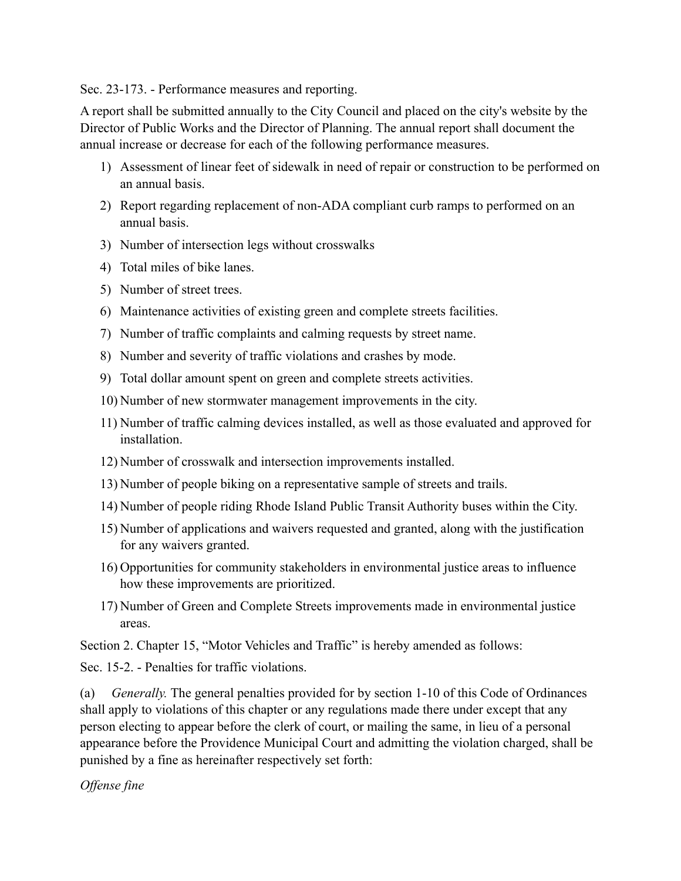Sec. 23-173. - Performance measures and reporting.

A report shall be submitted annually to the City Council and placed on the city's website by the Director of Public Works and the Director of Planning. The annual report shall document the annual increase or decrease for each of the following performance measures.

1) Assessment of linear feet of sidewalk in need of repair or construction to be performed on an annual basis.
2) Report regarding replacement of non-ADA compliant curb ramps to performed on an annual basis.
3) Number of intersection legs without crosswalks
4) Total miles of bike lanes.
5) Number of street trees.
6) Maintenance activities of existing green and complete streets facilities.
7) Number of traffic complaints and calming requests by street name.
8) Number and severity of traffic violations and crashes by mode.
9) Total dollar amount spent on green and complete streets activities.
10) Number of new stormwater management improvements in the city.
11) Number of traffic calming devices installed, as well as those evaluated and approved for installation.
12) Number of crosswalk and intersection improvements installed.
13) Number of people biking on a representative sample of streets and trails.
14) Number of people riding Rhode Island Public Transit Authority buses within the City.
15) Number of applications and waivers requested and granted, along with the justification for any waivers granted.
16) Opportunities for community stakeholders in environmental justice areas to influence how these improvements are prioritized.
17) Number of Green and Complete Streets improvements made in environmental justice areas.

Section 2. Chapter 15, "Motor Vehicles and Traffic" is hereby amended as follows:

Sec. 15-2. - Penalties for traffic violations.

(a) *Generally.* The general penalties provided for by section 1-10 of this Code of Ordinances shall apply to violations of this chapter or any regulations made there under except that any person electing to appear before the clerk of court, or mailing the same, in lieu of a personal appearance before the Providence Municipal Court and admitting the violation charged, shall be punished by a fine as hereinafter respectively set forth:

*Offense fine*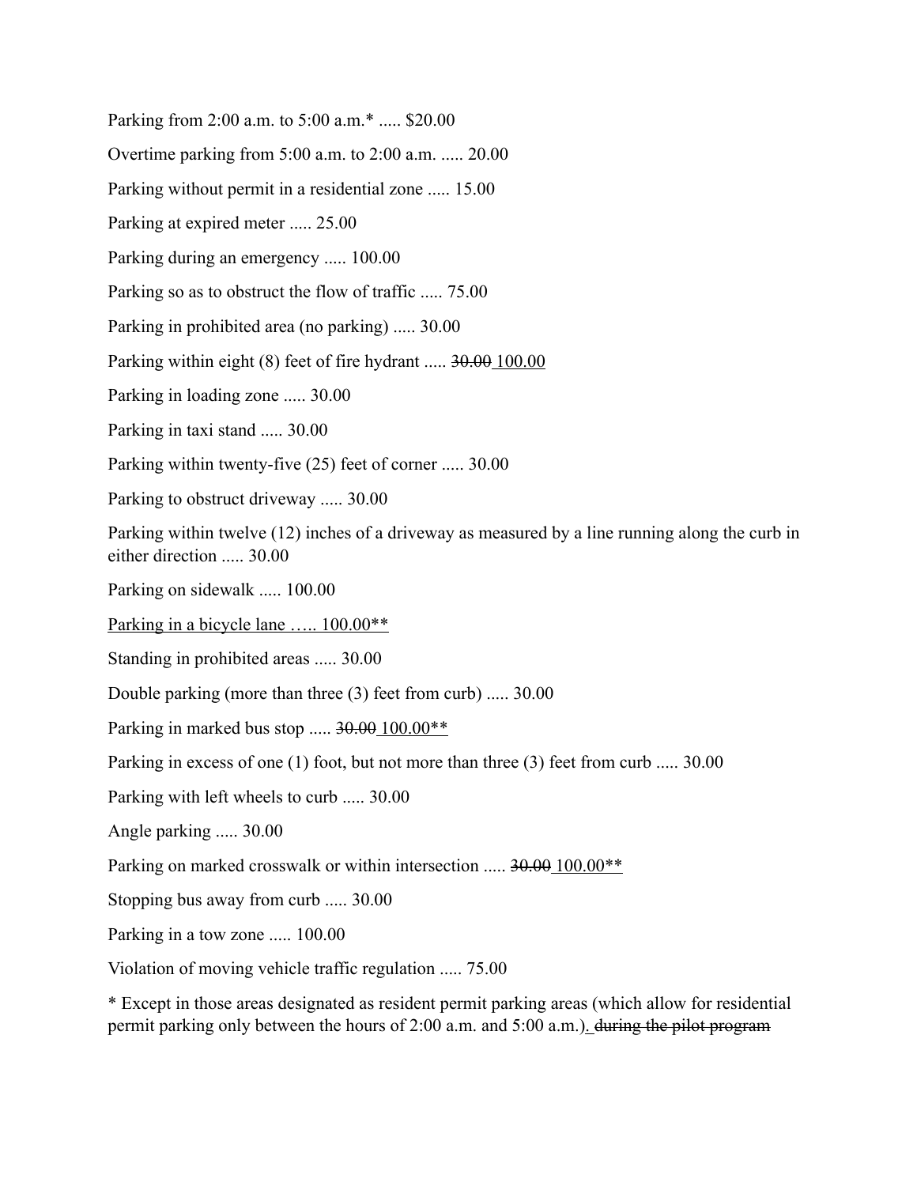Parking from 2:00 a.m. to 5:00 a.m.* ..... $20.00

Overtime parking from 5:00 a.m. to 2:00 a.m. ..... 20.00

Parking without permit in a residential zone ..... 15.00

Parking at expired meter ..... 25.00

Parking during an emergency ..... 100.00

Parking so as to obstruct the flow of traffic ..... 75.00

Parking in prohibited area (no parking) ..... 30.00

Parking within eight (8) feet of fire hydrant ..... ~~30.00~~ <u>100.00</u>

Parking in loading zone ..... 30.00

Parking in taxi stand ..... 30.00

Parking within twenty-five (25) feet of corner ..... 30.00

Parking to obstruct driveway ..... 30.00

Parking within twelve (12) inches of a driveway as measured by a line running along the curb in either direction ..... 30.00

Parking on sidewalk ..... 100.00

<u>Parking in a bicycle lane ….. 100.00**</u>

Standing in prohibited areas ..... 30.00

Double parking (more than three (3) feet from curb) ..... 30.00

Parking in marked bus stop ..... ~~30.00~~ <u>100.00**</u>

Parking in excess of one (1) foot, but not more than three (3) feet from curb ..... 30.00

Parking with left wheels to curb ..... 30.00

Angle parking ..... 30.00

Parking on marked crosswalk or within intersection ..... ~~30.00~~ <u>100.00**</u>

Stopping bus away from curb ..... 30.00

Parking in a tow zone ..... 100.00

Violation of moving vehicle traffic regulation ..... 75.00

* Except in those areas designated as resident permit parking areas (which allow for residential permit parking only between the hours of 2:00 a.m. and 5:00 a.m.)<u>.</u> ~~during the pilot program~~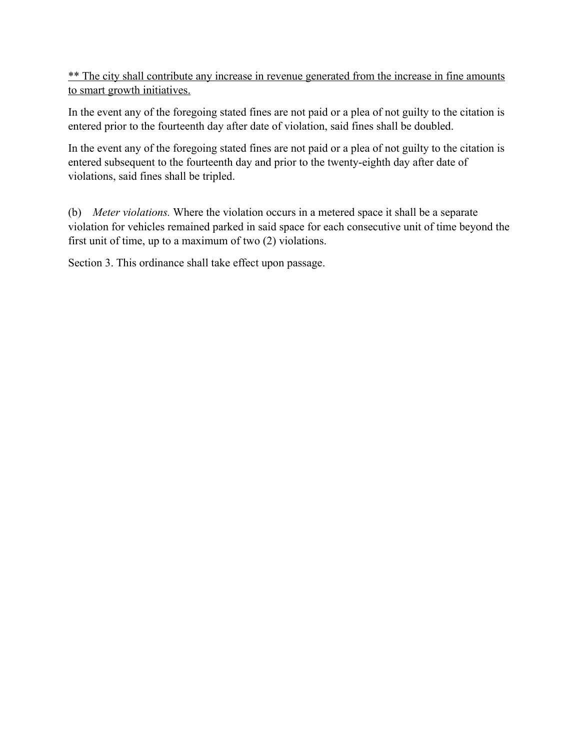<u>** The city shall contribute any increase in revenue generated from the increase in fine amounts to smart growth initiatives.</u>

In the event any of the foregoing stated fines are not paid or a plea of not guilty to the citation is entered prior to the fourteenth day after date of violation, said fines shall be doubled.

In the event any of the foregoing stated fines are not paid or a plea of not guilty to the citation is entered subsequent to the fourteenth day and prior to the twenty-eighth day after date of violations, said fines shall be tripled.

(b) *Meter violations.* Where the violation occurs in a metered space it shall be a separate violation for vehicles remained parked in said space for each consecutive unit of time beyond the first unit of time, up to a maximum of two (2) violations.

Section 3. This ordinance shall take effect upon passage.